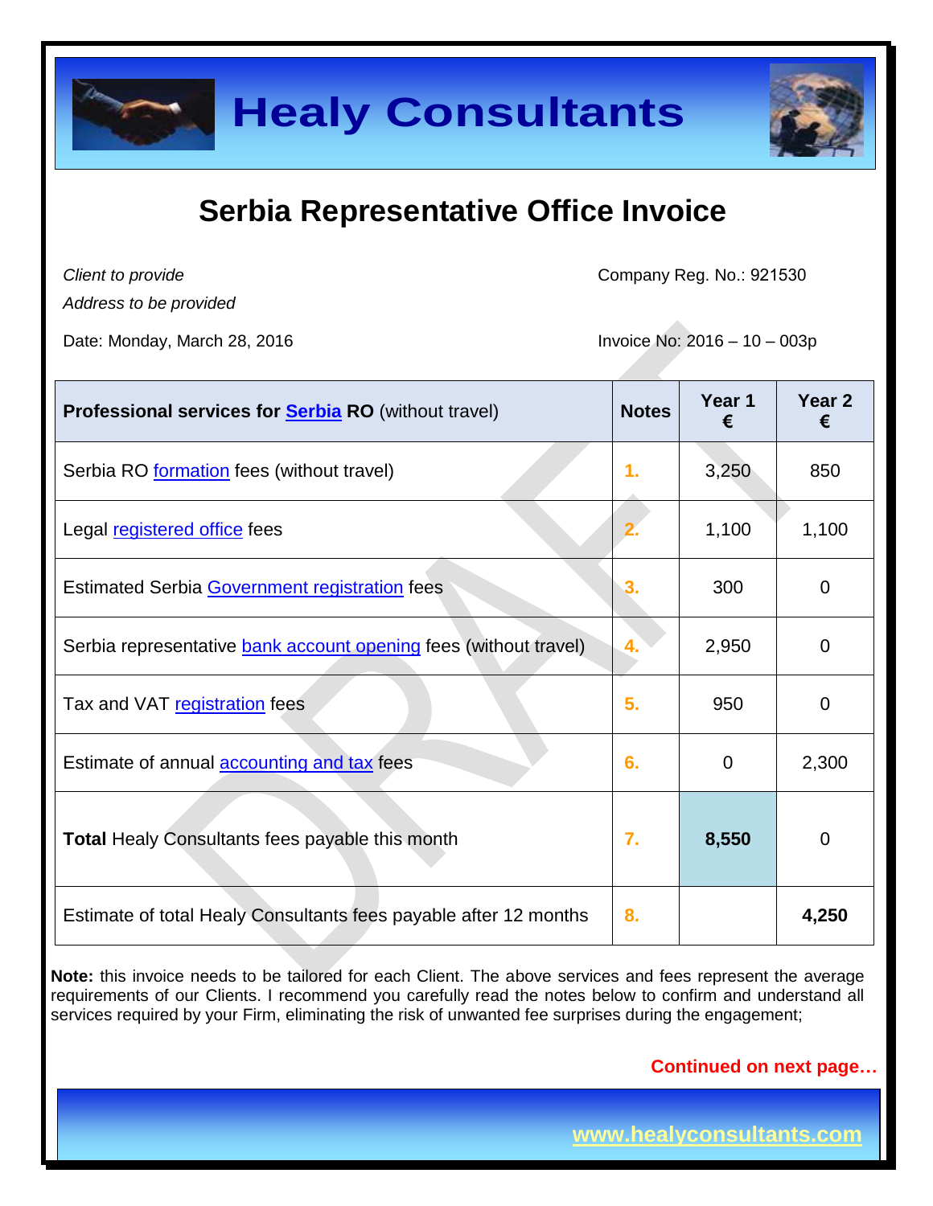# Healy Consultants

## Serbia Representative Office Invoice

*Client to provide*
*Address to be provided*

Company Reg. No.: 921530

Date: Monday, March 28, 2016

Invoice No: 2016 – 10 – 003p

| **Professional services for Serbia RO** (without travel) | **Notes** | **Year 1 €** | **Year 2 €** |
|---|---|---|---|
| Serbia RO formation fees (without travel) | 1. | 3,250 | 850 |
| Legal registered office fees | 2. | 1,100 | 1,100 |
| Estimated Serbia Government registration fees | 3. | 300 | 0 |
| Serbia representative bank account opening fees (without travel) | 4. | 2,950 | 0 |
| Tax and VAT registration fees | 5. | 950 | 0 |
| Estimate of annual accounting and tax fees | 6. | 0 | 2,300 |
| **Total** Healy Consultants fees payable this month | 7. | **8,550** | 0 |
| Estimate of total Healy Consultants fees payable after 12 months | 8. | | **4,250** |

**Note:** this invoice needs to be tailored for each Client. The above services and fees represent the average requirements of our Clients. I recommend you carefully read the notes below to confirm and understand all services required by your Firm, eliminating the risk of unwanted fee surprises during the engagement;

**Continued on next page…**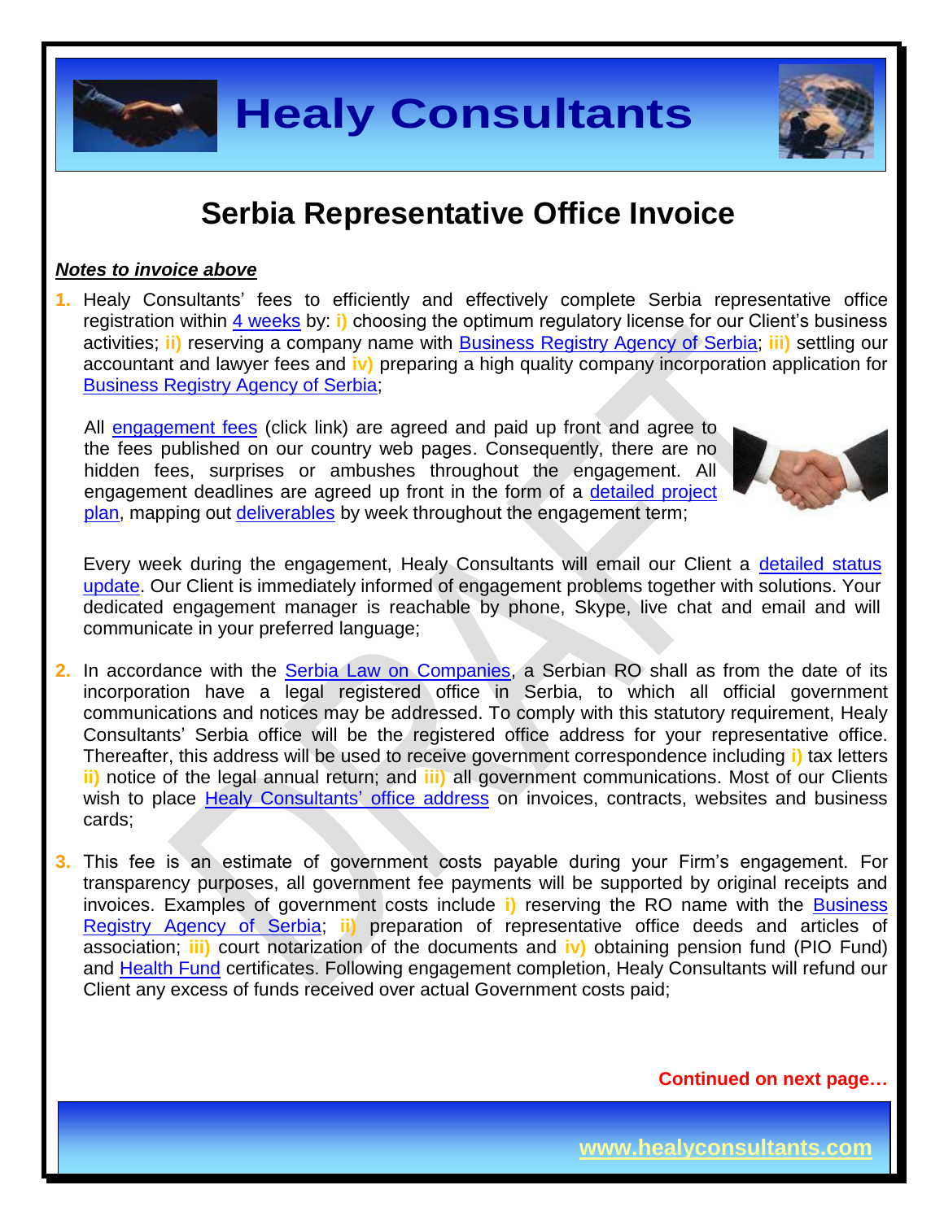# Serbia Representative Office Invoice

***Notes to invoice above***

1. Healy Consultants' fees to efficiently and effectively complete Serbia representative office registration within 4 weeks by: i) choosing the optimum regulatory license for our Client's business activities; ii) reserving a company name with Business Registry Agency of Serbia; iii) settling our accountant and lawyer fees and iv) preparing a high quality company incorporation application for Business Registry Agency of Serbia;

   All engagement fees (click link) are agreed and paid up front and agree to the fees published on our country web pages. Consequently, there are no hidden fees, surprises or ambushes throughout the engagement. All engagement deadlines are agreed up front in the form of a detailed project plan, mapping out deliverables by week throughout the engagement term;

   Every week during the engagement, Healy Consultants will email our Client a detailed status update. Our Client is immediately informed of engagement problems together with solutions. Your dedicated engagement manager is reachable by phone, Skype, live chat and email and will communicate in your preferred language;

2. In accordance with the Serbia Law on Companies, a Serbian RO shall as from the date of its incorporation have a legal registered office in Serbia, to which all official government communications and notices may be addressed. To comply with this statutory requirement, Healy Consultants' Serbia office will be the registered office address for your representative office. Thereafter, this address will be used to receive government correspondence including i) tax letters ii) notice of the legal annual return; and iii) all government communications. Most of our Clients wish to place Healy Consultants' office address on invoices, contracts, websites and business cards;

3. This fee is an estimate of government costs payable during your Firm's engagement. For transparency purposes, all government fee payments will be supported by original receipts and invoices. Examples of government costs include i) reserving the RO name with the Business Registry Agency of Serbia; ii) preparation of representative office deeds and articles of association; iii) court notarization of the documents and iv) obtaining pension fund (PIO Fund) and Health Fund certificates. Following engagement completion, Healy Consultants will refund our Client any excess of funds received over actual Government costs paid;

**Continued on next page…**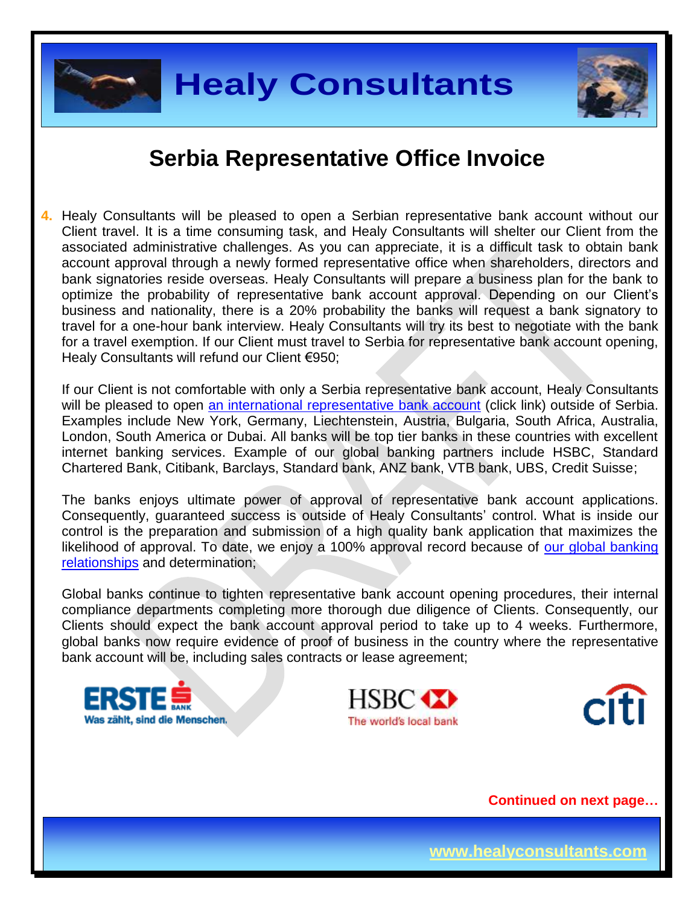## Serbia Representative Office Invoice

4. Healy Consultants will be pleased to open a Serbian representative bank account without our Client travel. It is a time consuming task, and Healy Consultants will shelter our Client from the associated administrative challenges. As you can appreciate, it is a difficult task to obtain bank account approval through a newly formed representative office when shareholders, directors and bank signatories reside overseas. Healy Consultants will prepare a business plan for the bank to optimize the probability of representative bank account approval. Depending on our Client's business and nationality, there is a 20% probability the banks will request a bank signatory to travel for a one-hour bank interview. Healy Consultants will try its best to negotiate with the bank for a travel exemption. If our Client must travel to Serbia for representative bank account opening, Healy Consultants will refund our Client €950;

   If our Client is not comfortable with only a Serbia representative bank account, Healy Consultants will be pleased to open [an international representative bank account](#) (click link) outside of Serbia. Examples include New York, Germany, Liechtenstein, Austria, Bulgaria, South Africa, Australia, London, South America or Dubai. All banks will be top tier banks in these countries with excellent internet banking services. Example of our global banking partners include HSBC, Standard Chartered Bank, Citibank, Barclays, Standard bank, ANZ bank, VTB bank, UBS, Credit Suisse;

   The banks enjoys ultimate power of approval of representative bank account applications. Consequently, guaranteed success is outside of Healy Consultants' control. What is inside our control is the preparation and submission of a high quality bank application that maximizes the likelihood of approval. To date, we enjoy a 100% approval record because of [our global banking relationships](#) and determination;

   Global banks continue to tighten representative bank account opening procedures, their internal compliance departments completing more thorough due diligence of Clients. Consequently, our Clients should expect the bank account approval period to take up to 4 weeks. Furthermore, global banks now require evidence of proof of business in the country where the representative bank account will be, including sales contracts or lease agreement;

**Continued on next page…**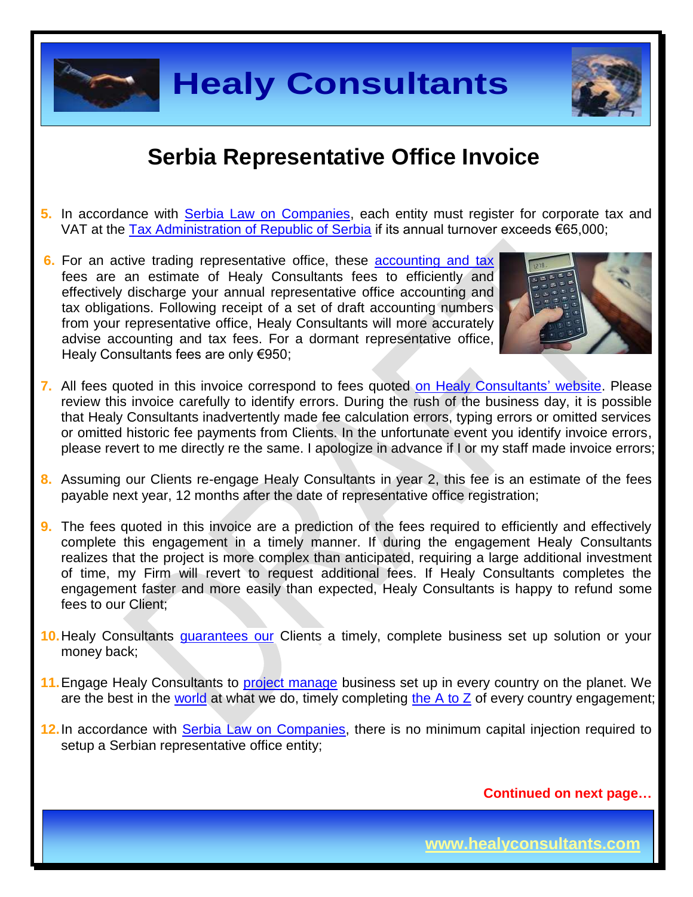## Serbia Representative Office Invoice

5. In accordance with Serbia Law on Companies, each entity must register for corporate tax and VAT at the Tax Administration of Republic of Serbia if its annual turnover exceeds €65,000;

6. For an active trading representative office, these accounting and tax fees are an estimate of Healy Consultants fees to efficiently and effectively discharge your annual representative office accounting and tax obligations. Following receipt of a set of draft accounting numbers from your representative office, Healy Consultants will more accurately advise accounting and tax fees. For a dormant representative office, Healy Consultants fees are only €950;

7. All fees quoted in this invoice correspond to fees quoted on Healy Consultants' website. Please review this invoice carefully to identify errors. During the rush of the business day, it is possible that Healy Consultants inadvertently made fee calculation errors, typing errors or omitted services or omitted historic fee payments from Clients. In the unfortunate event you identify invoice errors, please revert to me directly re the same. I apologize in advance if I or my staff made invoice errors;

8. Assuming our Clients re-engage Healy Consultants in year 2, this fee is an estimate of the fees payable next year, 12 months after the date of representative office registration;

9. The fees quoted in this invoice are a prediction of the fees required to efficiently and effectively complete this engagement in a timely manner. If during the engagement Healy Consultants realizes that the project is more complex than anticipated, requiring a large additional investment of time, my Firm will revert to request additional fees. If Healy Consultants completes the engagement faster and more easily than expected, Healy Consultants is happy to refund some fees to our Client;

10. Healy Consultants guarantees our Clients a timely, complete business set up solution or your money back;

11. Engage Healy Consultants to project manage business set up in every country on the planet. We are the best in the world at what we do, timely completing the A to Z of every country engagement;

12. In accordance with Serbia Law on Companies, there is no minimum capital injection required to setup a Serbian representative office entity;

**Continued on next page…**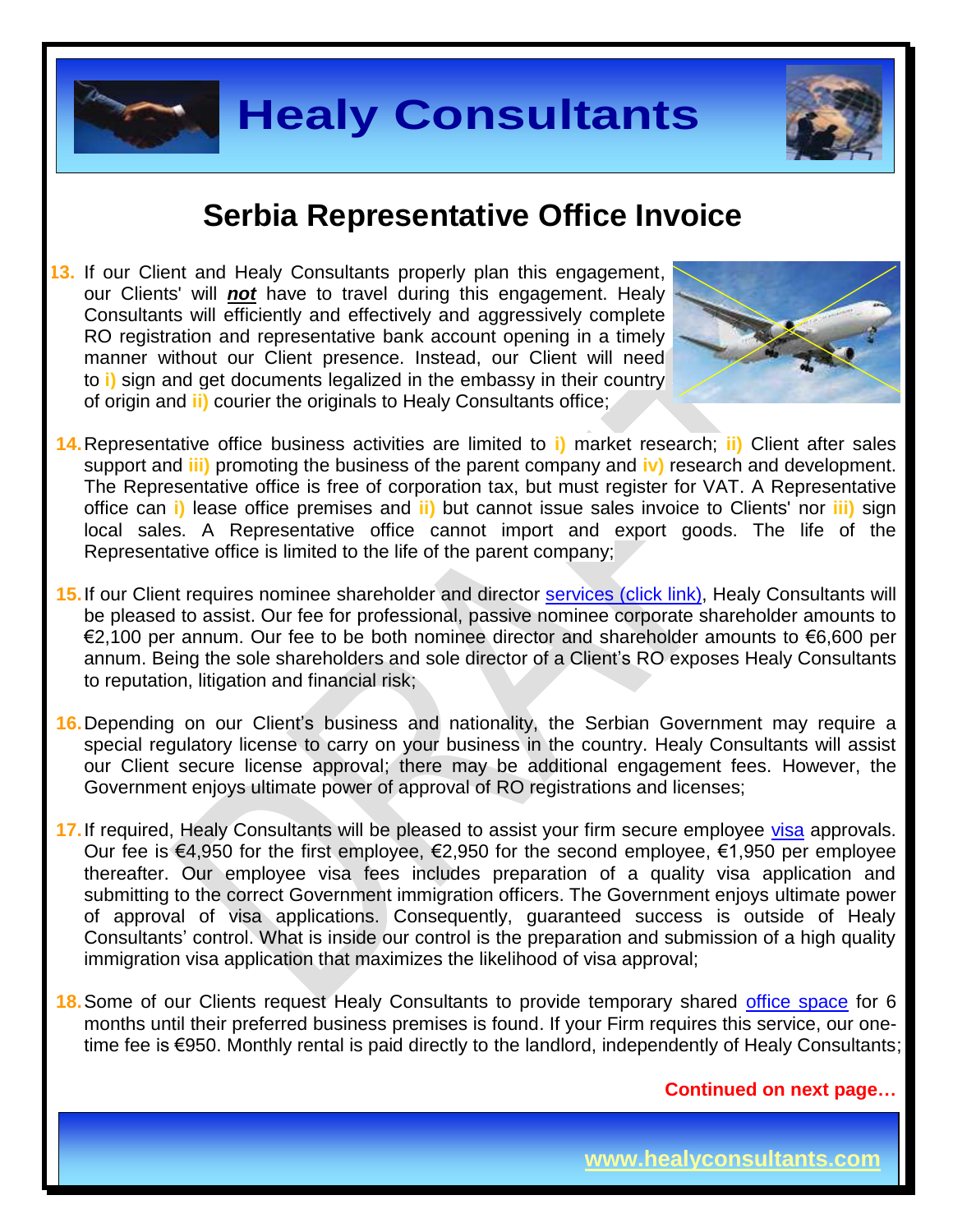## Serbia Representative Office Invoice

13. If our Client and Healy Consultants properly plan this engagement, our Clients' will ***not*** have to travel during this engagement. Healy Consultants will efficiently and effectively and aggressively complete RO registration and representative bank account opening in a timely manner without our Client presence. Instead, our Client will need to **i)** sign and get documents legalized in the embassy in their country of origin and **ii)** courier the originals to Healy Consultants office;

14. Representative office business activities are limited to **i)** market research; **ii)** Client after sales support and **iii)** promoting the business of the parent company and **iv)** research and development. The Representative office is free of corporation tax, but must register for VAT. A Representative office can **i)** lease office premises and **ii)** but cannot issue sales invoice to Clients' nor **iii)** sign local sales. A Representative office cannot import and export goods. The life of the Representative office is limited to the life of the parent company;

15. If our Client requires nominee shareholder and director services (click link), Healy Consultants will be pleased to assist. Our fee for professional, passive nominee corporate shareholder amounts to €2,100 per annum. Our fee to be both nominee director and shareholder amounts to €6,600 per annum. Being the sole shareholders and sole director of a Client's RO exposes Healy Consultants to reputation, litigation and financial risk;

16. Depending on our Client's business and nationality, the Serbian Government may require a special regulatory license to carry on your business in the country. Healy Consultants will assist our Client secure license approval; there may be additional engagement fees. However, the Government enjoys ultimate power of approval of RO registrations and licenses;

17. If required, Healy Consultants will be pleased to assist your firm secure employee visa approvals. Our fee is €4,950 for the first employee, €2,950 for the second employee, €1,950 per employee thereafter. Our employee visa fees includes preparation of a quality visa application and submitting to the correct Government immigration officers. The Government enjoys ultimate power of approval of visa applications. Consequently, guaranteed success is outside of Healy Consultants' control. What is inside our control is the preparation and submission of a high quality immigration visa application that maximizes the likelihood of visa approval;

18. Some of our Clients request Healy Consultants to provide temporary shared office space for 6 months until their preferred business premises is found. If your Firm requires this service, our one-time fee is €950. Monthly rental is paid directly to the landlord, independently of Healy Consultants;

**Continued on next page…**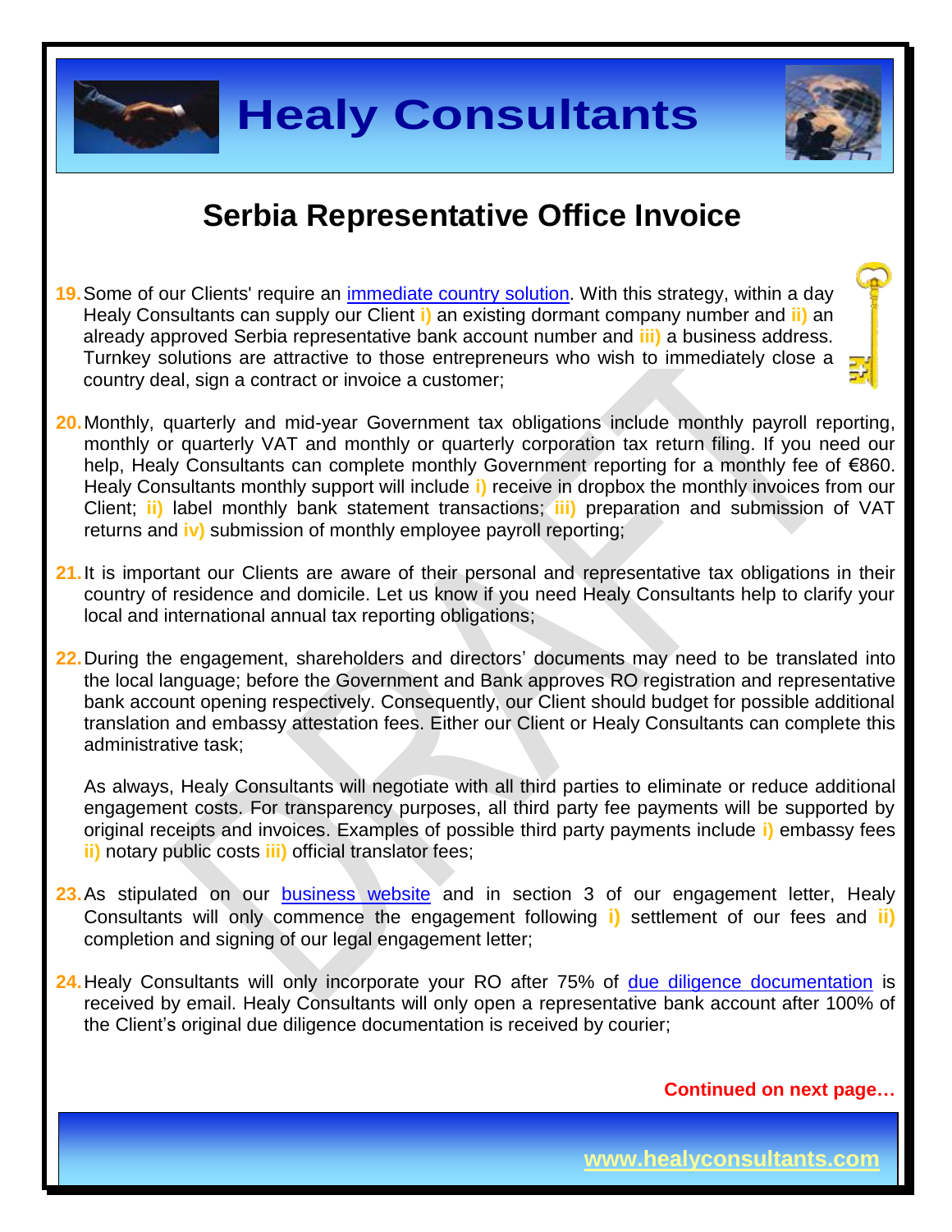# Serbia Representative Office Invoice

19. Some of our Clients' require an immediate country solution. With this strategy, within a day Healy Consultants can supply our Client **i)** an existing dormant company number and **ii)** an already approved Serbia representative bank account number and **iii)** a business address. Turnkey solutions are attractive to those entrepreneurs who wish to immediately close a country deal, sign a contract or invoice a customer;

20. Monthly, quarterly and mid-year Government tax obligations include monthly payroll reporting, monthly or quarterly VAT and monthly or quarterly corporation tax return filing. If you need our help, Healy Consultants can complete monthly Government reporting for a monthly fee of €860. Healy Consultants monthly support will include **i)** receive in dropbox the monthly invoices from our Client; **ii)** label monthly bank statement transactions; **iii)** preparation and submission of VAT returns and **iv)** submission of monthly employee payroll reporting;

21. It is important our Clients are aware of their personal and representative tax obligations in their country of residence and domicile. Let us know if you need Healy Consultants help to clarify your local and international annual tax reporting obligations;

22. During the engagement, shareholders and directors' documents may need to be translated into the local language; before the Government and Bank approves RO registration and representative bank account opening respectively. Consequently, our Client should budget for possible additional translation and embassy attestation fees. Either our Client or Healy Consultants can complete this administrative task;

    As always, Healy Consultants will negotiate with all third parties to eliminate or reduce additional engagement costs. For transparency purposes, all third party fee payments will be supported by original receipts and invoices. Examples of possible third party payments include **i)** embassy fees **ii)** notary public costs **iii)** official translator fees;

23. As stipulated on our business website and in section 3 of our engagement letter, Healy Consultants will only commence the engagement following **i)** settlement of our fees and **ii)** completion and signing of our legal engagement letter;

24. Healy Consultants will only incorporate your RO after 75% of due diligence documentation is received by email. Healy Consultants will only open a representative bank account after 100% of the Client's original due diligence documentation is received by courier;

**Continued on next page…**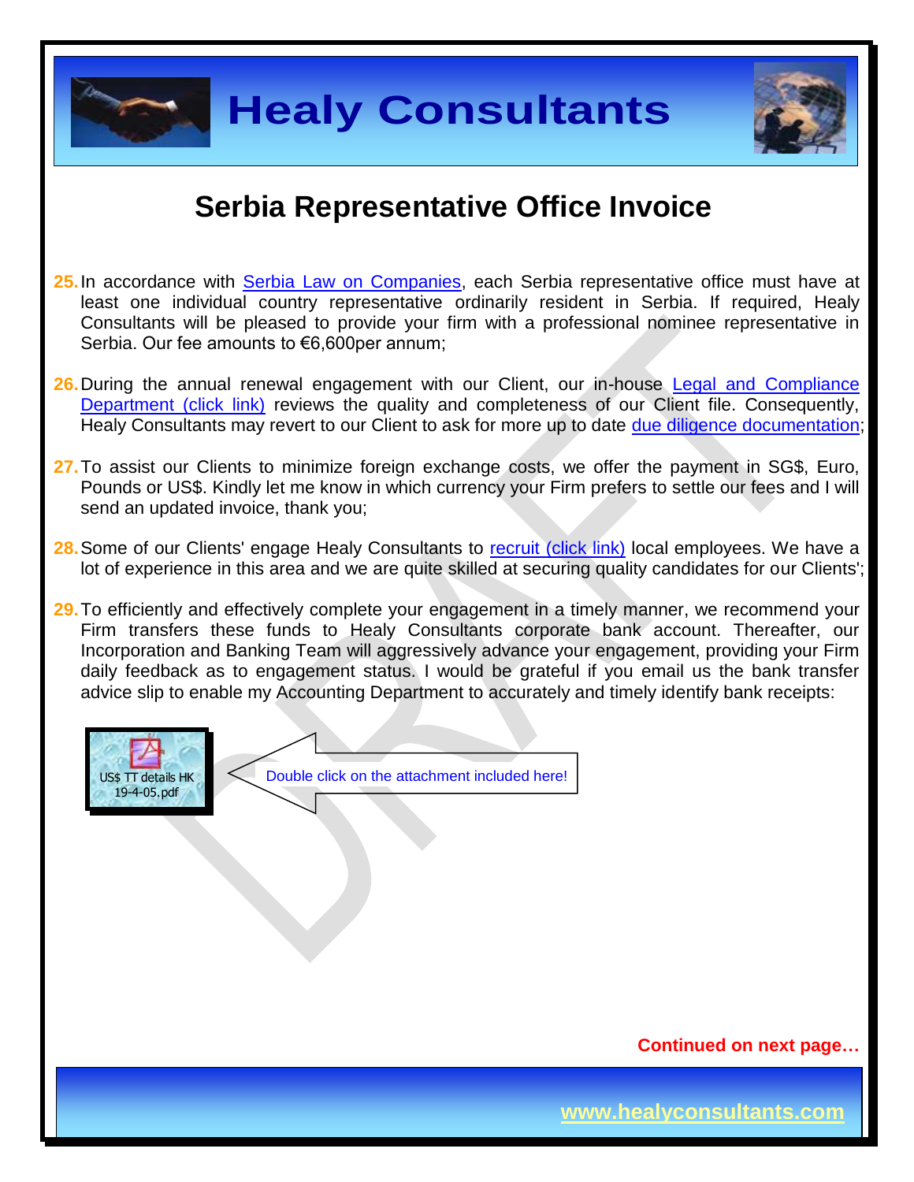# Serbia Representative Office Invoice

25. In accordance with [Serbia Law on Companies](#), each Serbia representative office must have at least one individual country representative ordinarily resident in Serbia. If required, Healy Consultants will be pleased to provide your firm with a professional nominee representative in Serbia. Our fee amounts to €6,600per annum;

26. During the annual renewal engagement with our Client, our in-house [Legal and Compliance Department (click link)](#) reviews the quality and completeness of our Client file. Consequently, Healy Consultants may revert to our Client to ask for more up to date [due diligence documentation](#);

27. To assist our Clients to minimize foreign exchange costs, we offer the payment in SG$, Euro, Pounds or US$. Kindly let me know in which currency your Firm prefers to settle our fees and I will send an updated invoice, thank you;

28. Some of our Clients' engage Healy Consultants to [recruit (click link)](#) local employees. We have a lot of experience in this area and we are quite skilled at securing quality candidates for our Clients';

29. To efficiently and effectively complete your engagement in a timely manner, we recommend your Firm transfers these funds to Healy Consultants corporate bank account. Thereafter, our Incorporation and Banking Team will aggressively advance your engagement, providing your Firm daily feedback as to engagement status. I would be grateful if you email us the bank transfer advice slip to enable my Accounting Department to accurately and timely identify bank receipts:

US$ TT details HK 19-4-05.pdf

Double click on the attachment included here!

**Continued on next page…**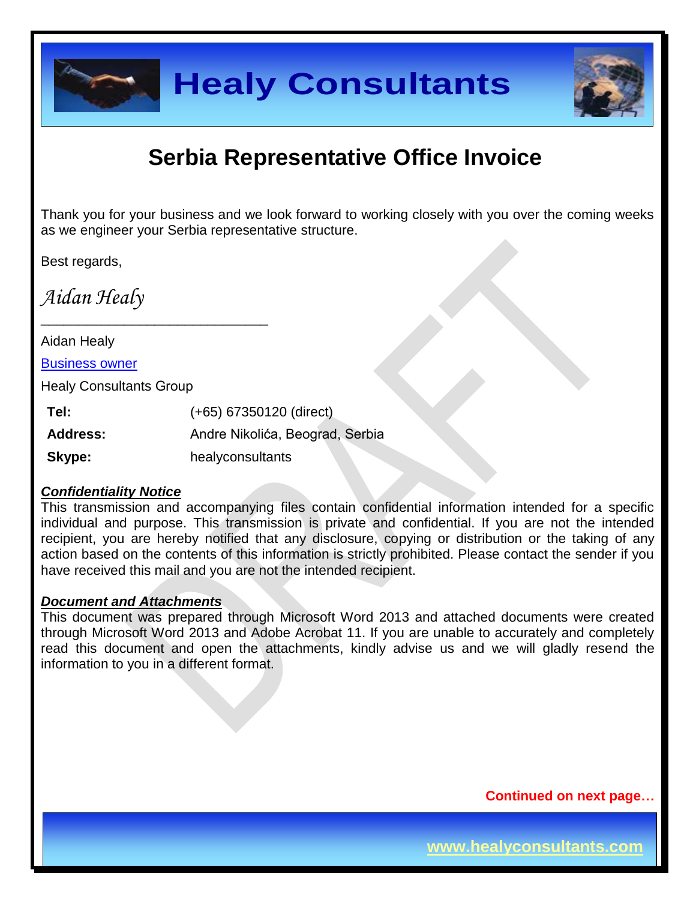# Serbia Representative Office Invoice

Thank you for your business and we look forward to working closely with you over the coming weeks as we engineer your Serbia representative structure.

Best regards,

*Aidan Healy*

\_\_\_\_\_\_\_\_\_\_\_\_\_\_\_\_\_\_\_\_\_\_\_\_\_\_\_\_\_\_

Aidan Healy

Business owner

Healy Consultants Group

| | |
|---|---|
| **Tel:** | (+65) 67350120 (direct) |
| **Address:** | Andre Nikolića, Beograd, Serbia |
| **Skype:** | healyconsultants |

***Confidentiality Notice***

This transmission and accompanying files contain confidential information intended for a specific individual and purpose. This transmission is private and confidential. If you are not the intended recipient, you are hereby notified that any disclosure, copying or distribution or the taking of any action based on the contents of this information is strictly prohibited. Please contact the sender if you have received this mail and you are not the intended recipient.

***Document and Attachments***

This document was prepared through Microsoft Word 2013 and attached documents were created through Microsoft Word 2013 and Adobe Acrobat 11. If you are unable to accurately and completely read this document and open the attachments, kindly advise us and we will gladly resend the information to you in a different format.

**Continued on next page…**